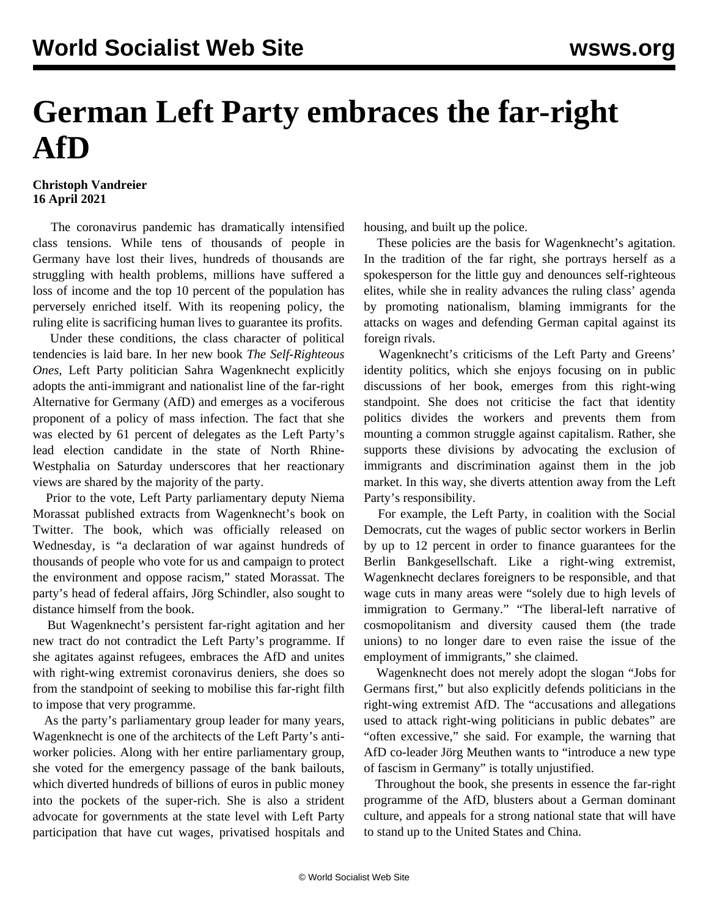# German Left Party embraces the far-right AfD

**Christoph Vandreier**
**16 April 2021**

The coronavirus pandemic has dramatically intensified class tensions. While tens of thousands of people in Germany have lost their lives, hundreds of thousands are struggling with health problems, millions have suffered a loss of income and the top 10 percent of the population has perversely enriched itself. With its reopening policy, the ruling elite is sacrificing human lives to guarantee its profits.

Under these conditions, the class character of political tendencies is laid bare. In her new book *The Self-Righteous Ones*, Left Party politician Sahra Wagenknecht explicitly adopts the anti-immigrant and nationalist line of the far-right Alternative for Germany (AfD) and emerges as a vociferous proponent of a policy of mass infection. The fact that she was elected by 61 percent of delegates as the Left Party's lead election candidate in the state of North Rhine-Westphalia on Saturday underscores that her reactionary views are shared by the majority of the party.

Prior to the vote, Left Party parliamentary deputy Niema Morassat published extracts from Wagenknecht's book on Twitter. The book, which was officially released on Wednesday, is "a declaration of war against hundreds of thousands of people who vote for us and campaign to protect the environment and oppose racism," stated Morassat. The party's head of federal affairs, Jörg Schindler, also sought to distance himself from the book.

But Wagenknecht's persistent far-right agitation and her new tract do not contradict the Left Party's programme. If she agitates against refugees, embraces the AfD and unites with right-wing extremist coronavirus deniers, she does so from the standpoint of seeking to mobilise this far-right filth to impose that very programme.

As the party's parliamentary group leader for many years, Wagenknecht is one of the architects of the Left Party's anti-worker policies. Along with her entire parliamentary group, she voted for the emergency passage of the bank bailouts, which diverted hundreds of billions of euros in public money into the pockets of the super-rich. She is also a strident advocate for governments at the state level with Left Party participation that have cut wages, privatised hospitals and housing, and built up the police.

These policies are the basis for Wagenknecht's agitation. In the tradition of the far right, she portrays herself as a spokesperson for the little guy and denounces self-righteous elites, while she in reality advances the ruling class' agenda by promoting nationalism, blaming immigrants for the attacks on wages and defending German capital against its foreign rivals.

Wagenknecht's criticisms of the Left Party and Greens' identity politics, which she enjoys focusing on in public discussions of her book, emerges from this right-wing standpoint. She does not criticise the fact that identity politics divides the workers and prevents them from mounting a common struggle against capitalism. Rather, she supports these divisions by advocating the exclusion of immigrants and discrimination against them in the job market. In this way, she diverts attention away from the Left Party's responsibility.

For example, the Left Party, in coalition with the Social Democrats, cut the wages of public sector workers in Berlin by up to 12 percent in order to finance guarantees for the Berlin Bankgesellschaft. Like a right-wing extremist, Wagenknecht declares foreigners to be responsible, and that wage cuts in many areas were "solely due to high levels of immigration to Germany." "The liberal-left narrative of cosmopolitanism and diversity caused them (the trade unions) to no longer dare to even raise the issue of the employment of immigrants," she claimed.

Wagenknecht does not merely adopt the slogan "Jobs for Germans first," but also explicitly defends politicians in the right-wing extremist AfD. The "accusations and allegations used to attack right-wing politicians in public debates" are "often excessive," she said. For example, the warning that AfD co-leader Jörg Meuthen wants to "introduce a new type of fascism in Germany" is totally unjustified.

Throughout the book, she presents in essence the far-right programme of the AfD, blusters about a German dominant culture, and appeals for a strong national state that will have to stand up to the United States and China.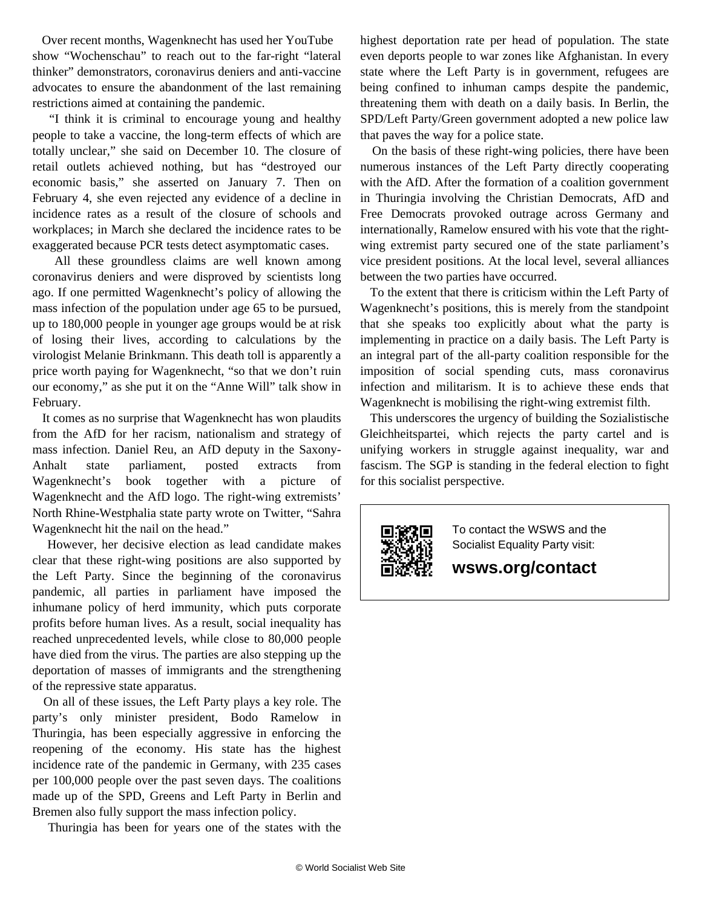Over recent months, Wagenknecht has used her YouTube show "Wochenschau" to reach out to the far-right "lateral thinker" demonstrators, coronavirus deniers and anti-vaccine advocates to ensure the abandonment of the last remaining restrictions aimed at containing the pandemic.

"I think it is criminal to encourage young and healthy people to take a vaccine, the long-term effects of which are totally unclear," she said on December 10. The closure of retail outlets achieved nothing, but has "destroyed our economic basis," she asserted on January 7. Then on February 4, she even rejected any evidence of a decline in incidence rates as a result of the closure of schools and workplaces; in March she declared the incidence rates to be exaggerated because PCR tests detect asymptomatic cases.

All these groundless claims are well known among coronavirus deniers and were disproved by scientists long ago. If one permitted Wagenknecht's policy of allowing the mass infection of the population under age 65 to be pursued, up to 180,000 people in younger age groups would be at risk of losing their lives, according to calculations by the virologist Melanie Brinkmann. This death toll is apparently a price worth paying for Wagenknecht, "so that we don't ruin our economy," as she put it on the "Anne Will" talk show in February.

It comes as no surprise that Wagenknecht has won plaudits from the AfD for her racism, nationalism and strategy of mass infection. Daniel Reu, an AfD deputy in the Saxony-Anhalt state parliament, posted extracts from Wagenknecht's book together with a picture of Wagenknecht and the AfD logo. The right-wing extremists' North Rhine-Westphalia state party wrote on Twitter, "Sahra Wagenknecht hit the nail on the head."

However, her decisive election as lead candidate makes clear that these right-wing positions are also supported by the Left Party. Since the beginning of the coronavirus pandemic, all parties in parliament have imposed the inhumane policy of herd immunity, which puts corporate profits before human lives. As a result, social inequality has reached unprecedented levels, while close to 80,000 people have died from the virus. The parties are also stepping up the deportation of masses of immigrants and the strengthening of the repressive state apparatus.

On all of these issues, the Left Party plays a key role. The party's only minister president, Bodo Ramelow in Thuringia, has been especially aggressive in enforcing the reopening of the economy. His state has the highest incidence rate of the pandemic in Germany, with 235 cases per 100,000 people over the past seven days. The coalitions made up of the SPD, Greens and Left Party in Berlin and Bremen also fully support the mass infection policy.

Thuringia has been for years one of the states with the highest deportation rate per head of population. The state even deports people to war zones like Afghanistan. In every state where the Left Party is in government, refugees are being confined to inhuman camps despite the pandemic, threatening them with death on a daily basis. In Berlin, the SPD/Left Party/Green government adopted a new police law that paves the way for a police state.

On the basis of these right-wing policies, there have been numerous instances of the Left Party directly cooperating with the AfD. After the formation of a coalition government in Thuringia involving the Christian Democrats, AfD and Free Democrats provoked outrage across Germany and internationally, Ramelow ensured with his vote that the right-wing extremist party secured one of the state parliament's vice president positions. At the local level, several alliances between the two parties have occurred.

To the extent that there is criticism within the Left Party of Wagenknecht's positions, this is merely from the standpoint that she speaks too explicitly about what the party is implementing in practice on a daily basis. The Left Party is an integral part of the all-party coalition responsible for the imposition of social spending cuts, mass coronavirus infection and militarism. It is to achieve these ends that Wagenknecht is mobilising the right-wing extremist filth.

This underscores the urgency of building the Sozialistische Gleichheitspartei, which rejects the party cartel and is unifying workers in struggle against inequality, war and fascism. The SGP is standing in the federal election to fight for this socialist perspective.

To contact the WSWS and the Socialist Equality Party visit:

**wsws.org/contact**